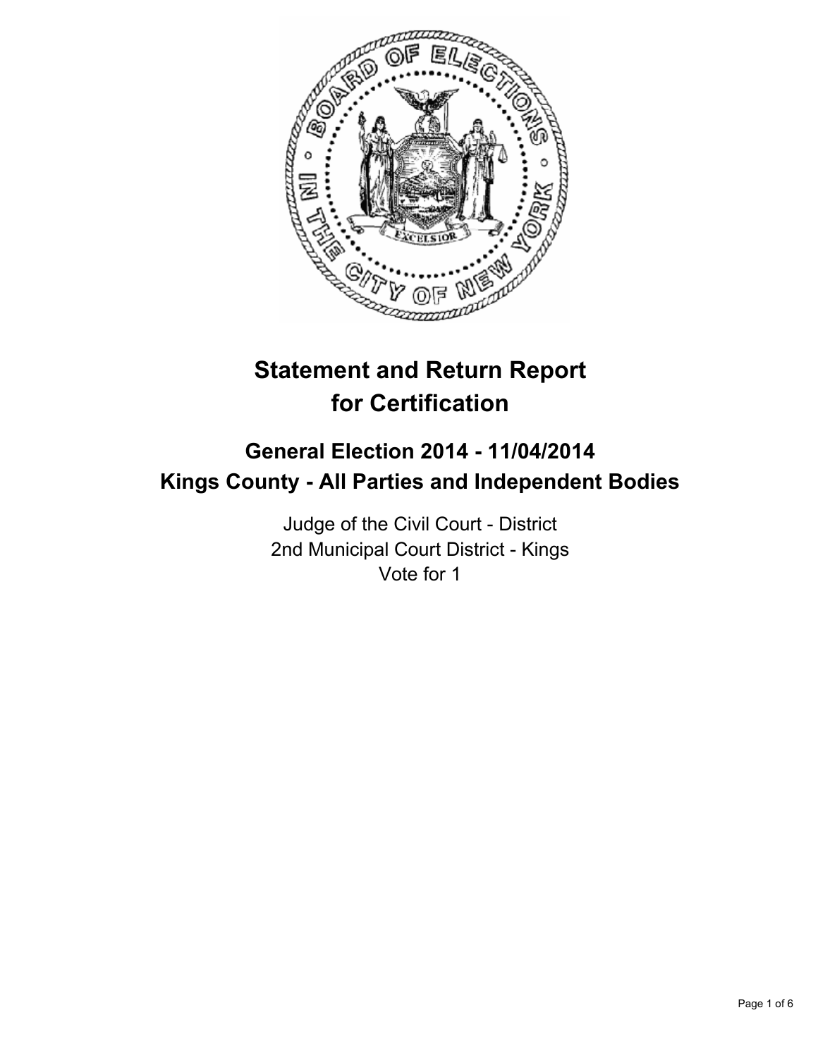# Statement and Return Report for Certification

## General Election 2014 - 11/04/2014
## Kings County - All Parties and Independent Bodies

Judge of the Civil Court - District
2nd Municipal Court District - Kings
Vote for 1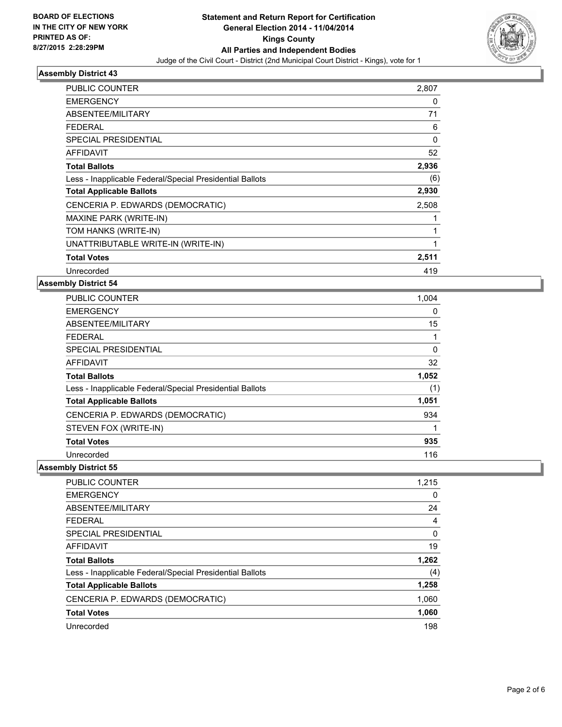**BOARD OF ELECTIONS IN THE CITY OF NEW YORK PRINTED AS OF: 8/27/2015 2:28:29PM**

# Statement and Return Report for Certification
## General Election 2014 - 11/04/2014
## Kings County
## All Parties and Independent Bodies

Judge of the Civil Court - District (2nd Municipal Court District - Kings), vote for 1

### Assembly District 43

| | |
|---|---|
| PUBLIC COUNTER | 2,807 |
| EMERGENCY | 0 |
| ABSENTEE/MILITARY | 71 |
| FEDERAL | 6 |
| SPECIAL PRESIDENTIAL | 0 |
| AFFIDAVIT | 52 |
| **Total Ballots** | **2,936** |
| Less - Inapplicable Federal/Special Presidential Ballots | (6) |
| **Total Applicable Ballots** | **2,930** |
| CENCERIA P. EDWARDS (DEMOCRATIC) | 2,508 |
| MAXINE PARK (WRITE-IN) | 1 |
| TOM HANKS (WRITE-IN) | 1 |
| UNATTRIBUTABLE WRITE-IN (WRITE-IN) | 1 |
| **Total Votes** | **2,511** |
| Unrecorded | 419 |

### Assembly District 54

| | |
|---|---|
| PUBLIC COUNTER | 1,004 |
| EMERGENCY | 0 |
| ABSENTEE/MILITARY | 15 |
| FEDERAL | 1 |
| SPECIAL PRESIDENTIAL | 0 |
| AFFIDAVIT | 32 |
| **Total Ballots** | **1,052** |
| Less - Inapplicable Federal/Special Presidential Ballots | (1) |
| **Total Applicable Ballots** | **1,051** |
| CENCERIA P. EDWARDS (DEMOCRATIC) | 934 |
| STEVEN FOX (WRITE-IN) | 1 |
| **Total Votes** | **935** |
| Unrecorded | 116 |

### Assembly District 55

| | |
|---|---|
| PUBLIC COUNTER | 1,215 |
| EMERGENCY | 0 |
| ABSENTEE/MILITARY | 24 |
| FEDERAL | 4 |
| SPECIAL PRESIDENTIAL | 0 |
| AFFIDAVIT | 19 |
| **Total Ballots** | **1,262** |
| Less - Inapplicable Federal/Special Presidential Ballots | (4) |
| **Total Applicable Ballots** | **1,258** |
| CENCERIA P. EDWARDS (DEMOCRATIC) | 1,060 |
| **Total Votes** | **1,060** |
| Unrecorded | 198 |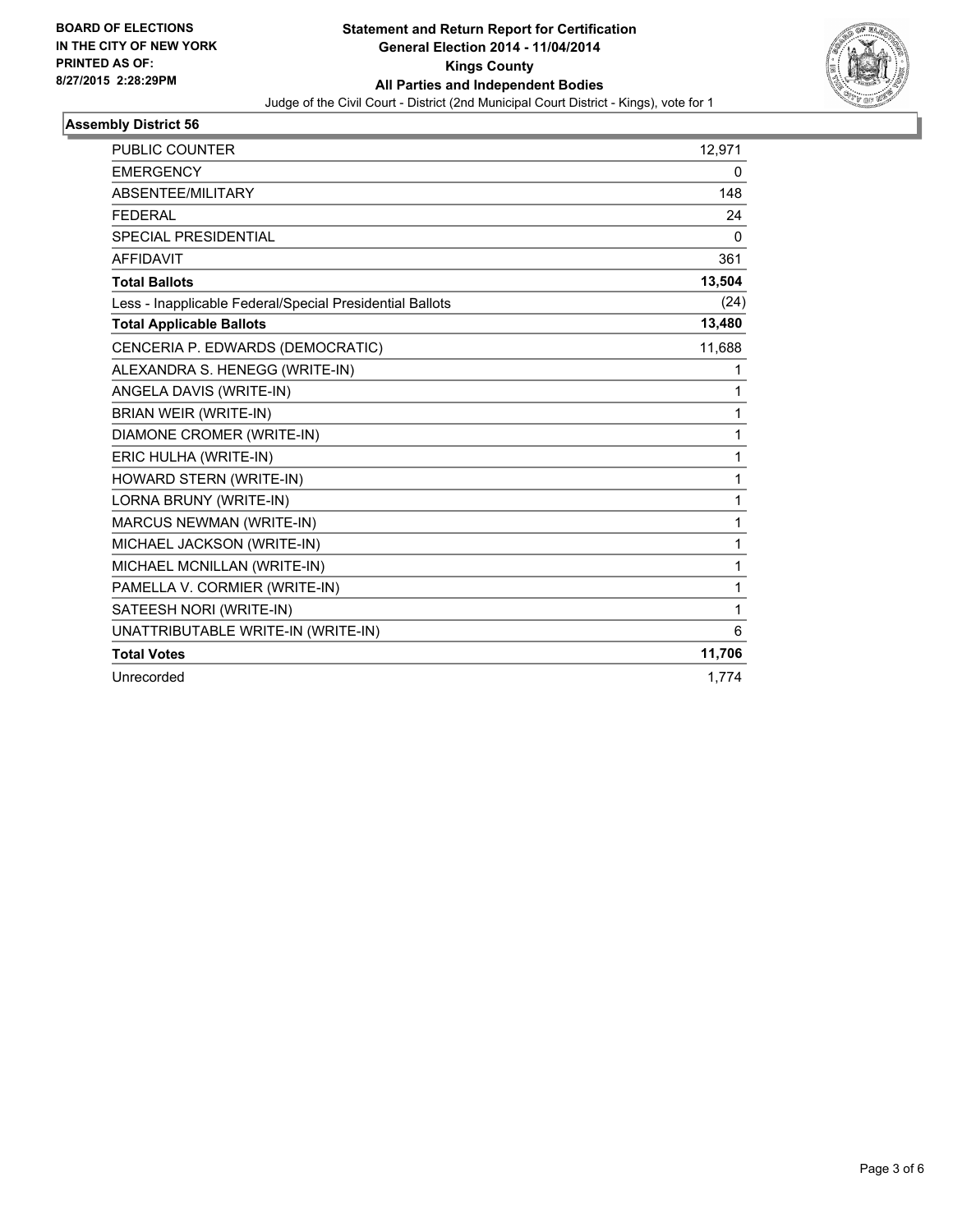**BOARD OF ELECTIONS IN THE CITY OF NEW YORK PRINTED AS OF: 8/27/2015 2:28:29PM**

# Statement and Return Report for Certification
## General Election 2014 - 11/04/2014
## Kings County
## All Parties and Independent Bodies

Judge of the Civil Court - District (2nd Municipal Court District - Kings), vote for 1

### Assembly District 56

| | |
|---|---|
| PUBLIC COUNTER | 12,971 |
| EMERGENCY | 0 |
| ABSENTEE/MILITARY | 148 |
| FEDERAL | 24 |
| SPECIAL PRESIDENTIAL | 0 |
| AFFIDAVIT | 361 |
| **Total Ballots** | **13,504** |
| Less - Inapplicable Federal/Special Presidential Ballots | (24) |
| **Total Applicable Ballots** | **13,480** |
| CENCERIA P. EDWARDS (DEMOCRATIC) | 11,688 |
| ALEXANDRA S. HENEGG (WRITE-IN) | 1 |
| ANGELA DAVIS (WRITE-IN) | 1 |
| BRIAN WEIR (WRITE-IN) | 1 |
| DIAMONE CROMER (WRITE-IN) | 1 |
| ERIC HULHA (WRITE-IN) | 1 |
| HOWARD STERN (WRITE-IN) | 1 |
| LORNA BRUNY (WRITE-IN) | 1 |
| MARCUS NEWMAN (WRITE-IN) | 1 |
| MICHAEL JACKSON (WRITE-IN) | 1 |
| MICHAEL MCNILLAN (WRITE-IN) | 1 |
| PAMELLA V. CORMIER (WRITE-IN) | 1 |
| SATEESH NORI (WRITE-IN) | 1 |
| UNATTRIBUTABLE WRITE-IN (WRITE-IN) | 6 |
| **Total Votes** | **11,706** |
| Unrecorded | 1,774 |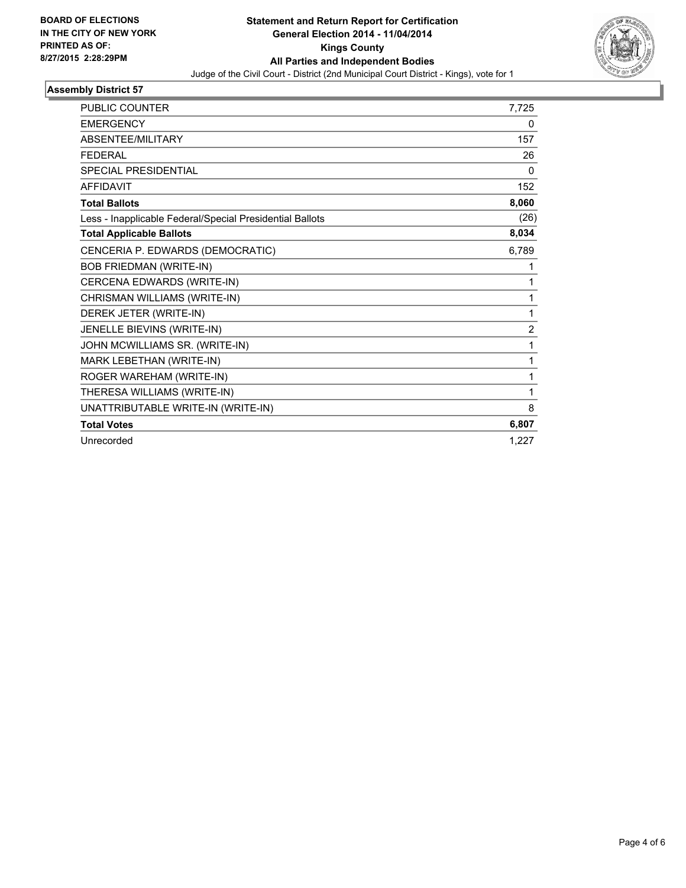**BOARD OF ELECTIONS**
**IN THE CITY OF NEW YORK**
**PRINTED AS OF:**
**8/27/2015 2:28:29PM**

# Statement and Return Report for Certification
## General Election 2014 - 11/04/2014
## Kings County
## All Parties and Independent Bodies

Judge of the Civil Court - District (2nd Municipal Court District - Kings), vote for 1

### Assembly District 57

| | |
|---|---|
| PUBLIC COUNTER | 7,725 |
| EMERGENCY | 0 |
| ABSENTEE/MILITARY | 157 |
| FEDERAL | 26 |
| SPECIAL PRESIDENTIAL | 0 |
| AFFIDAVIT | 152 |
| **Total Ballots** | **8,060** |
| Less - Inapplicable Federal/Special Presidential Ballots | (26) |
| **Total Applicable Ballots** | **8,034** |
| CENCERIA P. EDWARDS (DEMOCRATIC) | 6,789 |
| BOB FRIEDMAN (WRITE-IN) | 1 |
| CERCENA EDWARDS (WRITE-IN) | 1 |
| CHRISMAN WILLIAMS (WRITE-IN) | 1 |
| DEREK JETER (WRITE-IN) | 1 |
| JENELLE BIEVINS (WRITE-IN) | 2 |
| JOHN MCWILLIAMS SR. (WRITE-IN) | 1 |
| MARK LEBETHAN (WRITE-IN) | 1 |
| ROGER WAREHAM (WRITE-IN) | 1 |
| THERESA WILLIAMS (WRITE-IN) | 1 |
| UNATTRIBUTABLE WRITE-IN (WRITE-IN) | 8 |
| **Total Votes** | **6,807** |
| Unrecorded | 1,227 |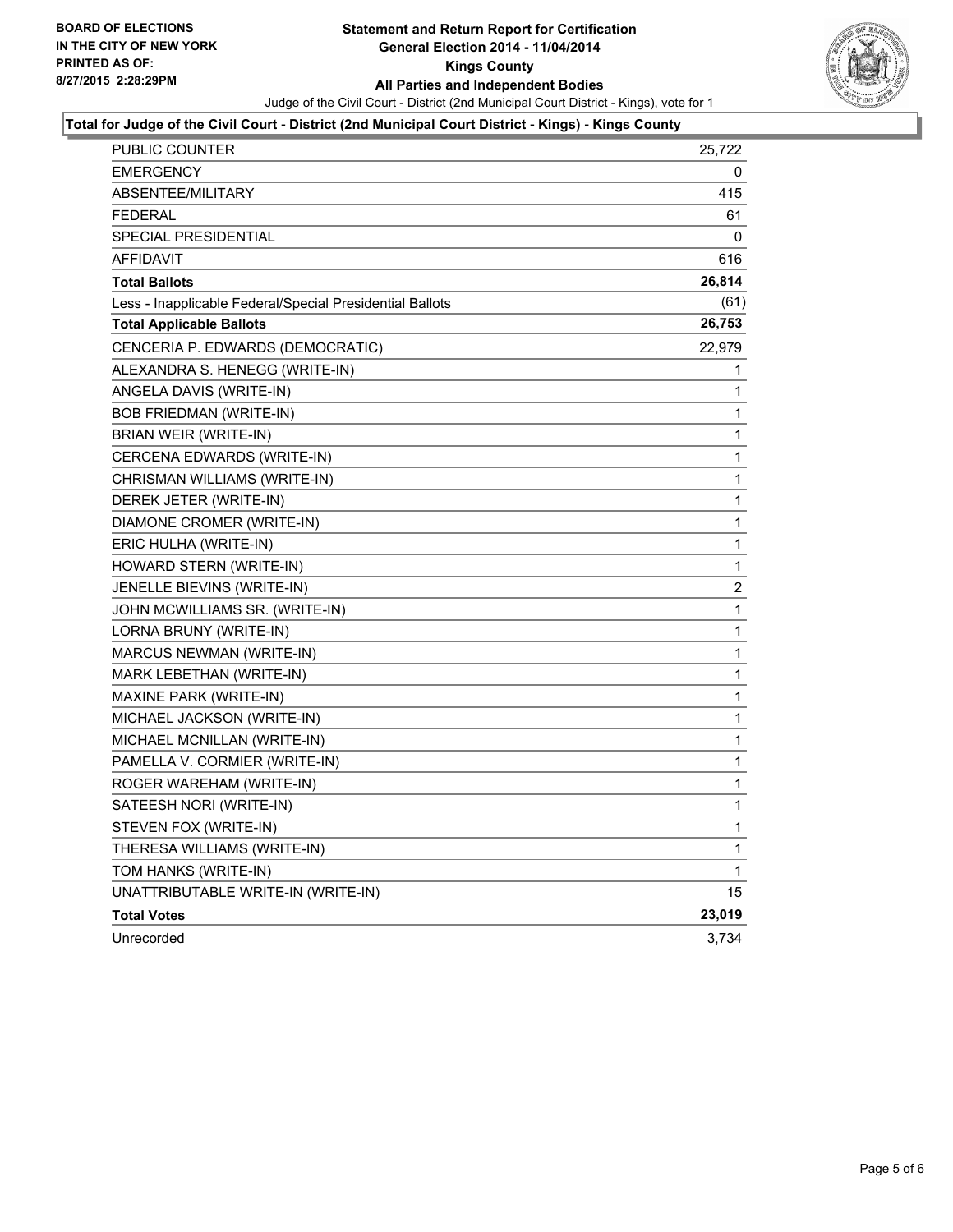**BOARD OF ELECTIONS**
**IN THE CITY OF NEW YORK**
**PRINTED AS OF:**
**8/27/2015 2:28:29PM**

# Statement and Return Report for Certification
## General Election 2014 - 11/04/2014
## Kings County
## All Parties and Independent Bodies

Judge of the Civil Court - District (2nd Municipal Court District - Kings), vote for 1

### Total for Judge of the Civil Court - District (2nd Municipal Court District - Kings) - Kings County

| | |
|---|---|
| PUBLIC COUNTER | 25,722 |
| EMERGENCY | 0 |
| ABSENTEE/MILITARY | 415 |
| FEDERAL | 61 |
| SPECIAL PRESIDENTIAL | 0 |
| AFFIDAVIT | 616 |
| **Total Ballots** | **26,814** |
| Less - Inapplicable Federal/Special Presidential Ballots | (61) |
| **Total Applicable Ballots** | **26,753** |
| CENCERIA P. EDWARDS (DEMOCRATIC) | 22,979 |
| ALEXANDRA S. HENEGG (WRITE-IN) | 1 |
| ANGELA DAVIS (WRITE-IN) | 1 |
| BOB FRIEDMAN (WRITE-IN) | 1 |
| BRIAN WEIR (WRITE-IN) | 1 |
| CERCENA EDWARDS (WRITE-IN) | 1 |
| CHRISMAN WILLIAMS (WRITE-IN) | 1 |
| DEREK JETER (WRITE-IN) | 1 |
| DIAMONE CROMER (WRITE-IN) | 1 |
| ERIC HULHA (WRITE-IN) | 1 |
| HOWARD STERN (WRITE-IN) | 1 |
| JENELLE BIEVINS (WRITE-IN) | 2 |
| JOHN MCWILLIAMS SR. (WRITE-IN) | 1 |
| LORNA BRUNY (WRITE-IN) | 1 |
| MARCUS NEWMAN (WRITE-IN) | 1 |
| MARK LEBETHAN (WRITE-IN) | 1 |
| MAXINE PARK (WRITE-IN) | 1 |
| MICHAEL JACKSON (WRITE-IN) | 1 |
| MICHAEL MCNILLAN (WRITE-IN) | 1 |
| PAMELLA V. CORMIER (WRITE-IN) | 1 |
| ROGER WAREHAM (WRITE-IN) | 1 |
| SATEESH NORI (WRITE-IN) | 1 |
| STEVEN FOX (WRITE-IN) | 1 |
| THERESA WILLIAMS (WRITE-IN) | 1 |
| TOM HANKS (WRITE-IN) | 1 |
| UNATTRIBUTABLE WRITE-IN (WRITE-IN) | 15 |
| **Total Votes** | **23,019** |
| Unrecorded | 3,734 |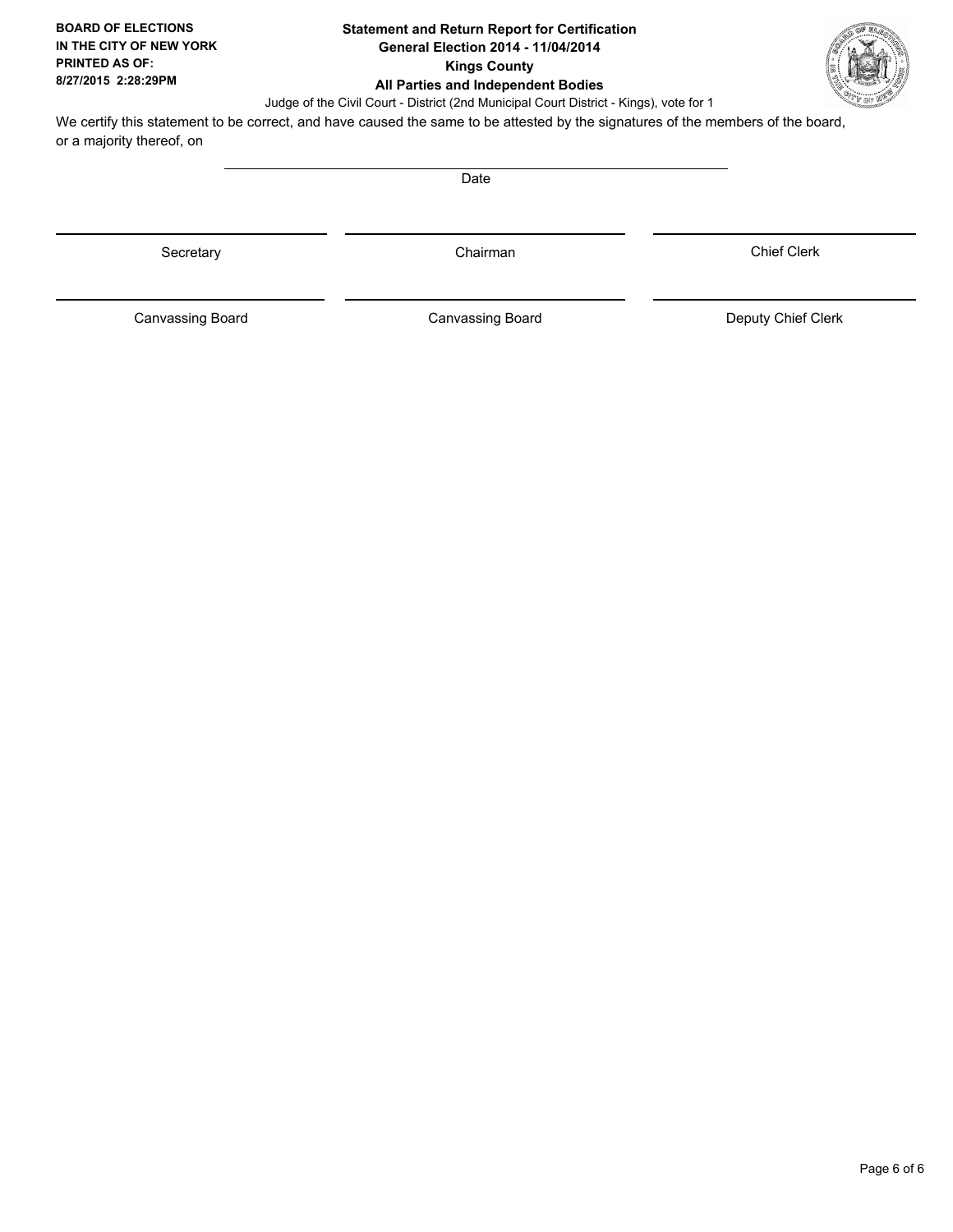**BOARD OF ELECTIONS IN THE CITY OF NEW YORK PRINTED AS OF: 8/27/2015 2:28:29PM**

**Statement and Return Report for Certification**
**General Election 2014 - 11/04/2014**
**Kings County**
**All Parties and Independent Bodies**

Judge of the Civil Court - District (2nd Municipal Court District - Kings), vote for 1

We certify this statement to be correct, and have caused the same to be attested by the signatures of the members of the board, or a majority thereof, on

\_\_\_\_\_\_\_\_\_\_\_\_\_\_\_\_\_\_\_\_\_\_\_\_\_\_\_\_\_\_\_\_\_\_\_\_\_\_\_\_
Date

| | | |
|---|---|---|
| Secretary | Chairman | Chief Clerk |
| Canvassing Board | Canvassing Board | Deputy Chief Clerk |